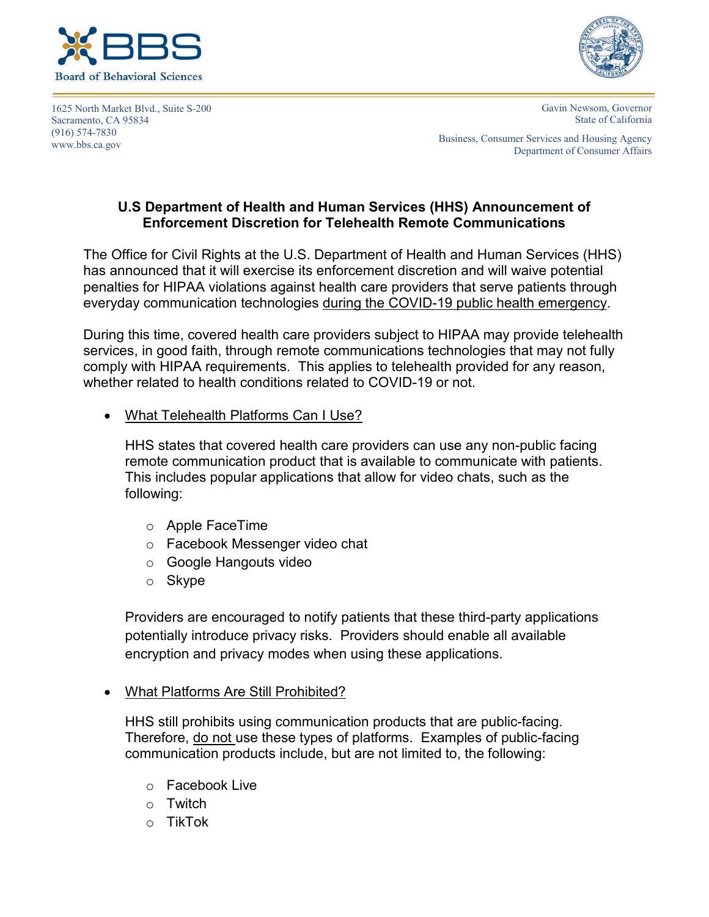**BBS Board of Behavioral Sciences**

1625 North Market Blvd., Suite S-200
Sacramento, CA 95834
(916) 574-7830
www.bbs.ca.gov

Gavin Newsom, Governor
State of California

Business, Consumer Services and Housing Agency
Department of Consumer Affairs

## U.S Department of Health and Human Services (HHS) Announcement of Enforcement Discretion for Telehealth Remote Communications

The Office for Civil Rights at the U.S. Department of Health and Human Services (HHS) has announced that it will exercise its enforcement discretion and will waive potential penalties for HIPAA violations against health care providers that serve patients through everyday communication technologies during the COVID-19 public health emergency.

During this time, covered health care providers subject to HIPAA may provide telehealth services, in good faith, through remote communications technologies that may not fully comply with HIPAA requirements. This applies to telehealth provided for any reason, whether related to health conditions related to COVID-19 or not.

- What Telehealth Platforms Can I Use?

  HHS states that covered health care providers can use any non-public facing remote communication product that is available to communicate with patients. This includes popular applications that allow for video chats, such as the following:

  - Apple FaceTime
  - Facebook Messenger video chat
  - Google Hangouts video
  - Skype

  Providers are encouraged to notify patients that these third-party applications potentially introduce privacy risks. Providers should enable all available encryption and privacy modes when using these applications.

- What Platforms Are Still Prohibited?

  HHS still prohibits using communication products that are public-facing. Therefore, do not use these types of platforms. Examples of public-facing communication products include, but are not limited to, the following:

  - Facebook Live
  - Twitch
  - TikTok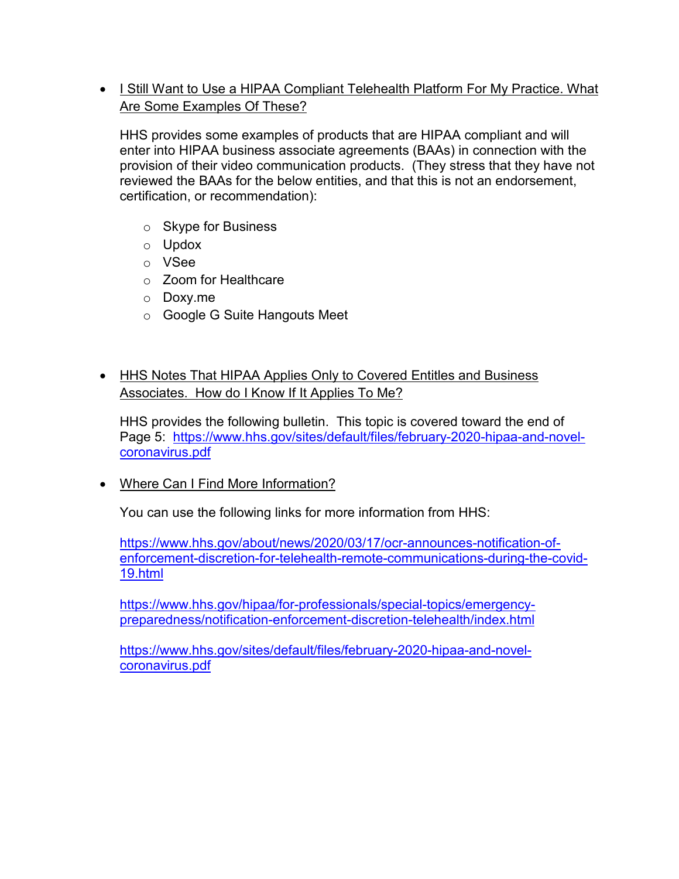- I Still Want to Use a HIPAA Compliant Telehealth Platform For My Practice. What Are Some Examples Of These?

  HHS provides some examples of products that are HIPAA compliant and will enter into HIPAA business associate agreements (BAAs) in connection with the provision of their video communication products. (They stress that they have not reviewed the BAAs for the below entities, and that this is not an endorsement, certification, or recommendation):

  - Skype for Business
  - Updox
  - VSee
  - Zoom for Healthcare
  - Doxy.me
  - Google G Suite Hangouts Meet

- HHS Notes That HIPAA Applies Only to Covered Entitles and Business Associates. How do I Know If It Applies To Me?

  HHS provides the following bulletin. This topic is covered toward the end of Page 5: https://www.hhs.gov/sites/default/files/february-2020-hipaa-and-novel-coronavirus.pdf

- Where Can I Find More Information?

  You can use the following links for more information from HHS:

  https://www.hhs.gov/about/news/2020/03/17/ocr-announces-notification-of-enforcement-discretion-for-telehealth-remote-communications-during-the-covid-19.html

  https://www.hhs.gov/hipaa/for-professionals/special-topics/emergency-preparedness/notification-enforcement-discretion-telehealth/index.html

  https://www.hhs.gov/sites/default/files/february-2020-hipaa-and-novel-coronavirus.pdf